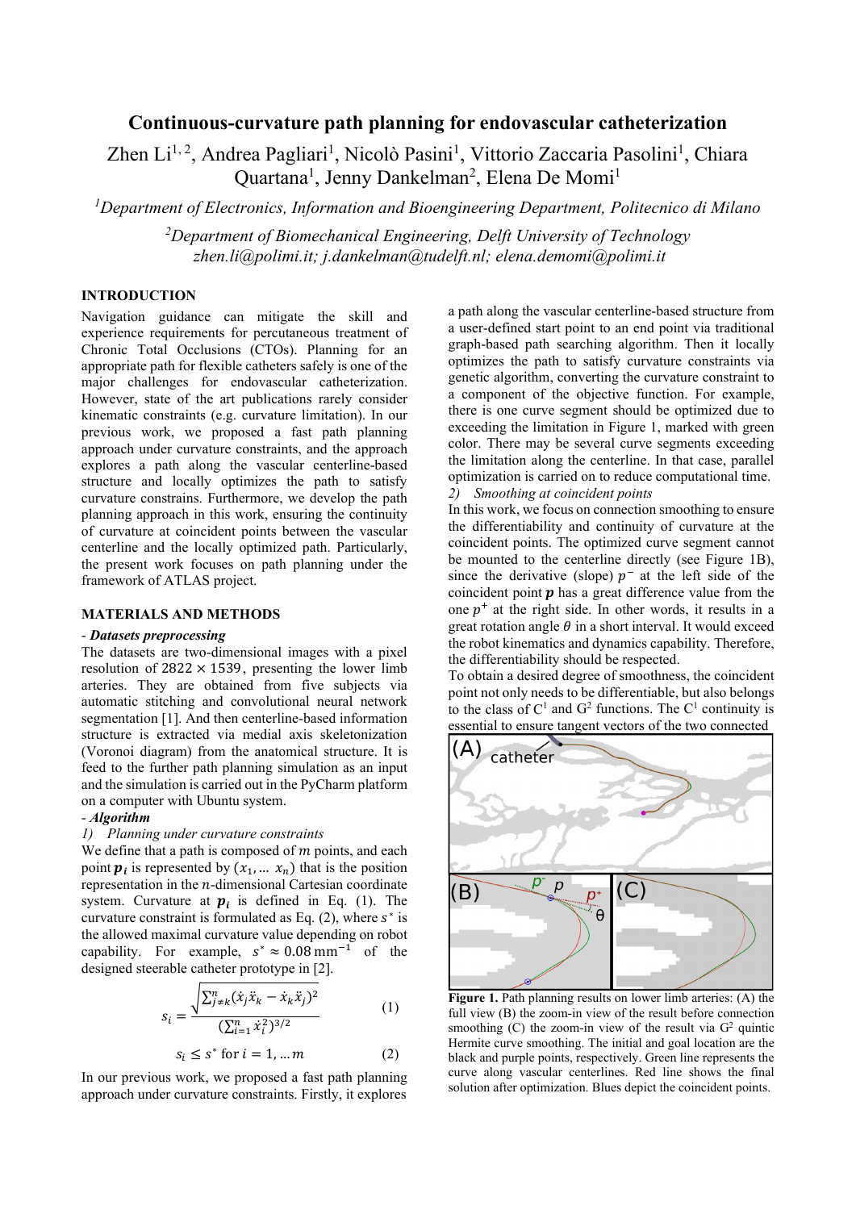# Continuous-curvature path planning for endovascular catheterization

Zhen Li[1, 2], Andrea Pagliari[1], Nicolò Pasini[1], Vittorio Zaccaria Pasolini[1], Chiara Quartana[1], Jenny Dankelman[2], Elena De Momi[1]

[1]*Department of Electronics, Information and Bioengineering Department, Politecnico di Milano*

[2]*Department of Biomechanical Engineering, Delft University of Technology*
*zhen.li@polimi.it; j.dankelman@tudelft.nl; elena.demomi@polimi.it*

## INTRODUCTION

Navigation guidance can mitigate the skill and experience requirements for percutaneous treatment of Chronic Total Occlusions (CTOs). Planning for an appropriate path for flexible catheters safely is one of the major challenges for endovascular catheterization. However, state of the art publications rarely consider kinematic constraints (e.g. curvature limitation). In our previous work, we proposed a fast path planning approach under curvature constraints, and the approach explores a path along the vascular centerline-based structure and locally optimizes the path to satisfy curvature constrains. Furthermore, we develop the path planning approach in this work, ensuring the continuity of curvature at coincident points between the vascular centerline and the locally optimized path. Particularly, the present work focuses on path planning under the framework of ATLAS project.

## MATERIALS AND METHODS

### - *Datasets preprocessing*

The datasets are two-dimensional images with a pixel resolution of $2822 \times 1539$, presenting the lower limb arteries. They are obtained from five subjects via automatic stitching and convolutional neural network segmentation [1]. And then centerline-based information structure is extracted via medial axis skeletonization (Voronoi diagram) from the anatomical structure. It is feed to the further path planning simulation as an input and the simulation is carried out in the PyCharm platform on a computer with Ubuntu system.

### - *Algorithm*

*1) Planning under curvature constraints*

We define that a path is composed of $m$ points, and each point $\boldsymbol{p_i}$ is represented by $(x_1, \dots\ x_n)$ that is the position representation in the $n$-dimensional Cartesian coordinate system. Curvature at $\boldsymbol{p_i}$ is defined in Eq. (1). The curvature constraint is formulated as Eq. (2), where $s^*$ is the allowed maximal curvature value depending on robot capability. For example, $s^* \approx 0.08\,\text{mm}^{-1}$ of the designed steerable catheter prototype in [2].

$$s_i = \frac{\sqrt{\sum_{j \neq k}^{n} (\dot{x}_j \ddot{x}_k - \dot{x}_k \ddot{x}_j)^2}}{(\sum_{i=1}^{n} \dot{x}_i^2)^{3/2}} \tag{1}$$

$$s_i \leq s^* \text{ for } i = 1, \dots m \tag{2}$$

In our previous work, we proposed a fast path planning approach under curvature constraints. Firstly, it explores a path along the vascular centerline-based structure from a user-defined start point to an end point via traditional graph-based path searching algorithm. Then it locally optimizes the path to satisfy curvature constraints via genetic algorithm, converting the curvature constraint to a component of the objective function. For example, there is one curve segment should be optimized due to exceeding the limitation in Figure 1, marked with green color. There may be several curve segments exceeding the limitation along the centerline. In that case, parallel optimization is carried on to reduce computational time.

*2) Smoothing at coincident points*

In this work, we focus on connection smoothing to ensure the differentiability and continuity of curvature at the coincident points. The optimized curve segment cannot be mounted to the centerline directly (see Figure 1B), since the derivative (slope) $p^-$ at the left side of the coincident point $\boldsymbol{p}$ has a great difference value from the one $p^+$ at the right side. In other words, it results in a great rotation angle $\theta$ in a short interval. It would exceed the robot kinematics and dynamics capability. Therefore, the differentiability should be respected.

To obtain a desired degree of smoothness, the coincident point not only needs to be differentiable, but also belongs to the class of $C^1$ and $G^2$ functions. The $C^1$ continuity is essential to ensure tangent vectors of the two connected

**Figure 1.** Path planning results on lower limb arteries: (A) the full view (B) the zoom-in view of the result before connection smoothing (C) the zoom-in view of the result via $G^2$ quintic Hermite curve smoothing. The initial and goal location are the black and purple points, respectively. Green line represents the curve along vascular centerlines. Red line shows the final solution after optimization. Blues depict the coincident points.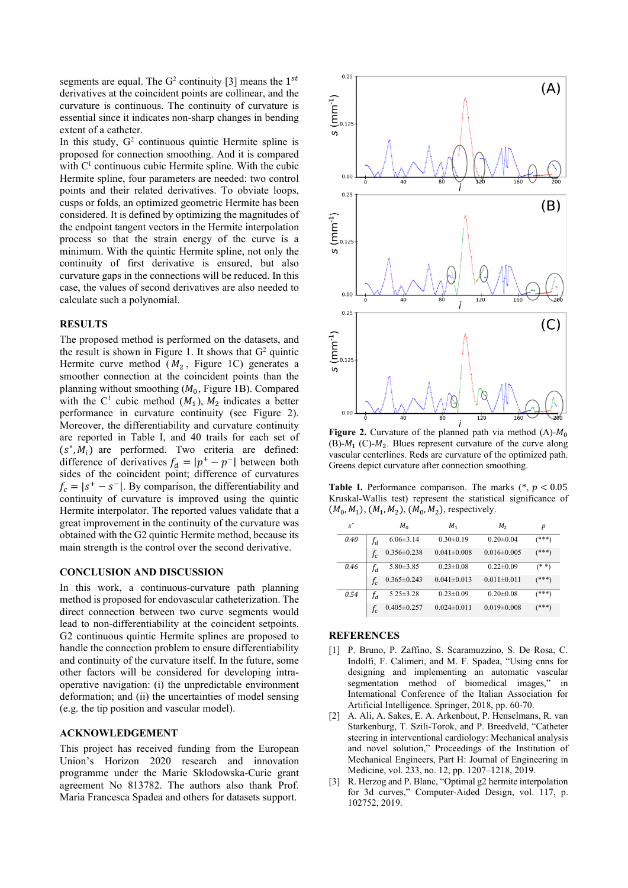segments are equal. The G[2] continuity [3] means the 1$^{st}$ derivatives at the coincident points are collinear, and the curvature is continuous. The continuity of curvature is essential since it indicates non-sharp changes in bending extent of a catheter.

In this study, G[2] continuous quintic Hermite spline is proposed for connection smoothing. And it is compared with C[1] continuous cubic Hermite spline. With the cubic Hermite spline, four parameters are needed: two control points and their related derivatives. To obviate loops, cusps or folds, an optimized geometric Hermite has been considered. It is defined by optimizing the magnitudes of the endpoint tangent vectors in the Hermite interpolation process so that the strain energy of the curve is a minimum. With the quintic Hermite spline, not only the continuity of first derivative is ensured, but also curvature gaps in the connections will be reduced. In this case, the values of second derivatives are also needed to calculate such a polynomial.

## RESULTS

The proposed method is performed on the datasets, and the result is shown in Figure 1. It shows that G[2] quintic Hermite curve method ($M_2$, Figure 1C) generates a smoother connection at the coincident points than the planning without smoothing ($M_0$, Figure 1B). Compared with the C[1] cubic method ($M_1$), $M_2$ indicates a better performance in curvature continuity (see Figure 2). Moreover, the differentiability and curvature continuity are reported in Table I, and 40 trails for each set of $(s^*, M_i)$ are performed. Two criteria are defined: difference of derivatives $f_d = |p^+ - p^-|$ between both sides of the coincident point; difference of curvatures $f_c = |s^+ - s^-|$. By comparison, the differentiability and continuity of curvature is improved using the quintic Hermite interpolator. The reported values validate that a great improvement in the continuity of the curvature was obtained with the G2 quintic Hermite method, because its main strength is the control over the second derivative.

## CONCLUSION AND DISCUSSION

In this work, a continuous-curvature path planning method is proposed for endovascular catheterization. The direct connection between two curve segments would lead to non-differentiability at the coincident setpoints. G2 continuous quintic Hermite splines are proposed to handle the connection problem to ensure differentiability and continuity of the curvature itself. In the future, some other factors will be considered for developing intra-operative navigation: (i) the unpredictable environment deformation; and (ii) the uncertainties of model sensing (e.g. the tip position and vascular model).

## ACKNOWLEDGEMENT

This project has received funding from the European Union's Horizon 2020 research and innovation programme under the Marie Sklodowska-Curie grant agreement No 813782. The authors also thank Prof. Maria Francesca Spadea and others for datasets support.

(A)

(B)

(C)

0.25

0.125

0.00

$s$ (mm$^{-1}$)

0 40 80 120 160 200

$i$

**Figure 2.** Curvature of the planned path via method (A)-$M_0$ (B)-$M_1$ (C)-$M_2$. Blues represent curvature of the curve along vascular centerlines. Reds are curvature of the optimized path. Greens depict curvature after connection smoothing.

**Table I.** Performance comparison. The marks (*, $p < 0.05$ Kruskal-Wallis test) represent the statistical significance of $(M_0, M_1)$, $(M_1, M_2)$, $(M_0, M_2)$, respectively.

| $s^*$ | | $M_0$ | $M_1$ | $M_2$ | $p$ |
|---|---|---|---|---|---|
| 0.40 | $f_d$ | 6.06±3.14 | 0.30±0.19 | 0.20±0.04 | (***) |
| | $f_c$ | 0.356±0.238 | 0.041±0.008 | 0.016±0.005 | (***) |
| 0.46 | $f_d$ | 5.80±3.85 | 0.23±0.08 | 0.22±0.09 | (* *) |
| | $f_c$ | 0.365±0.243 | 0.041±0.013 | 0.011±0.011 | (***) |
| 0.54 | $f_d$ | 5.25±3.28 | 0.23±0.09 | 0.20±0.08 | (***) |
| | $f_c$ | 0.405±0.257 | 0.024±0.011 | 0.019±0.008 | (***) |

## REFERENCES

[1] P. Bruno, P. Zaffino, S. Scaramuzzino, S. De Rosa, C. Indolfi, F. Calimeri, and M. F. Spadea, "Using cnns for designing and implementing an automatic vascular segmentation method of biomedical images," in International Conference of the Italian Association for Artificial Intelligence. Springer, 2018, pp. 60-70.

[2] A. Ali, A. Sakes, E. A. Arkenbout, P. Henselmans, R. van Starkenburg, T. Szili-Torok, and P. Breedveld, "Catheter steering in interventional cardiology: Mechanical analysis and novel solution," Proceedings of the Institution of Mechanical Engineers, Part H: Journal of Engineering in Medicine, vol. 233, no. 12, pp. 1207–1218, 2019.

[3] R. Herzog and P. Blanc, "Optimal g2 hermite interpolation for 3d curves," Computer-Aided Design, vol. 117, p. 102752, 2019.